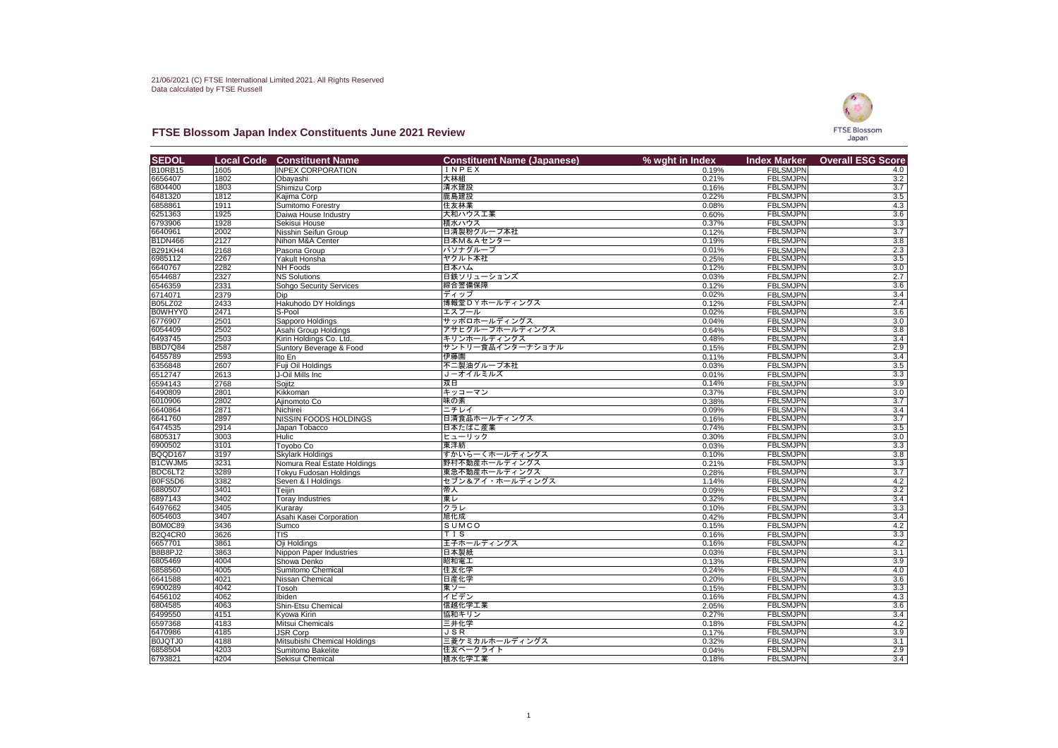21/06/2021 (C) FTSE International Limited 2021. All Rights Reserved
Data calculated by FTSE Russell

# FTSE Blossom Japan Index Constituents June 2021 Review

| SEDOL | Local Code | Constituent Name | Constituent Name (Japanese) | % wght in Index | Index Marker | Overall ESG Score |
|---|---|---|---|---|---|---|
| B10RB15 | 1605 | INPEX CORPORATION | ＩＮＰＥＸ | 0.19% | FBLSMJPN | 4.0 |
| 6656407 | 1802 | Obayashi | 大林組 | 0.21% | FBLSMJPN | 3.2 |
| 6804400 | 1803 | Shimizu Corp | 清水建設 | 0.16% | FBLSMJPN | 3.7 |
| 6481320 | 1812 | Kajima Corp | 鹿島建設 | 0.22% | FBLSMJPN | 3.5 |
| 6858861 | 1911 | Sumitomo Forestry | 住友林業 | 0.08% | FBLSMJPN | 4.3 |
| 6251363 | 1925 | Daiwa House Industry | 大和ハウス工業 | 0.60% | FBLSMJPN | 3.6 |
| 6793906 | 1928 | Sekisui House | 積水ハウス | 0.37% | FBLSMJPN | 3.3 |
| 6640961 | 2002 | Nisshin Seifun Group | 日清製粉グループ本社 | 0.12% | FBLSMJPN | 3.7 |
| B1DN466 | 2127 | Nihon M&A Center | 日本Ｍ＆Ａセンター | 0.19% | FBLSMJPN | 3.8 |
| B291KH4 | 2168 | Pasona Group | パソナグループ | 0.01% | FBLSMJPN | 2.3 |
| 6985112 | 2267 | Yakult Honsha | ヤクルト本社 | 0.25% | FBLSMJPN | 3.5 |
| 6640767 | 2282 | NH Foods | 日本ハム | 0.12% | FBLSMJPN | 3.0 |
| 6544687 | 2327 | NS Solutions | 日鉄ソリューションズ | 0.03% | FBLSMJPN | 2.7 |
| 6546359 | 2331 | Sohgo Security Services | 綜合警備保障 | 0.12% | FBLSMJPN | 3.6 |
| 6714071 | 2379 | Dip | ディップ | 0.02% | FBLSMJPN | 3.4 |
| B05LZ02 | 2433 | Hakuhodo DY Holdings | 博報堂ＤＹホールディングス | 0.12% | FBLSMJPN | 2.4 |
| B0WHYY0 | 2471 | S-Pool | エスプール | 0.02% | FBLSMJPN | 3.6 |
| 6776907 | 2501 | Sapporo Holdings | サッポロホールディングス | 0.04% | FBLSMJPN | 3.0 |
| 6054409 | 2502 | Asahi Group Holdings | アサヒグループホールディングス | 0.64% | FBLSMJPN | 3.8 |
| 6493745 | 2503 | Kirin Holdings Co. Ltd. | キリンホールディングス | 0.48% | FBLSMJPN | 3.4 |
| BBD7Q84 | 2587 | Suntory Beverage & Food | サントリー食品インターナショナル | 0.15% | FBLSMJPN | 2.9 |
| 6455789 | 2593 | Ito En | 伊藤園 | 0.11% | FBLSMJPN | 3.4 |
| 6356848 | 2607 | Fuji Oil Holdings | 不二製油グループ本社 | 0.03% | FBLSMJPN | 3.5 |
| 6512747 | 2613 | J-Oil Mills Inc | Ｊ－オイルミルズ | 0.01% | FBLSMJPN | 3.3 |
| 6594143 | 2768 | Sojitz | 双日 | 0.14% | FBLSMJPN | 3.9 |
| 6490809 | 2801 | Kikkoman | キッコーマン | 0.37% | FBLSMJPN | 3.0 |
| 6010906 | 2802 | Ajinomoto Co | 味の素 | 0.38% | FBLSMJPN | 3.7 |
| 6640864 | 2871 | Nichirei | ニチレイ | 0.09% | FBLSMJPN | 3.4 |
| 6641760 | 2897 | NISSIN FOODS HOLDINGS | 日清食品ホールディングス | 0.16% | FBLSMJPN | 3.7 |
| 6474535 | 2914 | Japan Tobacco | 日本たばこ産業 | 0.74% | FBLSMJPN | 3.5 |
| 6805317 | 3003 | Hulic | ヒューリック | 0.30% | FBLSMJPN | 3.0 |
| 6900502 | 3101 | Toyobo Co | 東洋紡 | 0.03% | FBLSMJPN | 3.3 |
| BQQD167 | 3197 | Skylark Holdings | すかいらーくホールディングス | 0.10% | FBLSMJPN | 3.8 |
| B1CWJM5 | 3231 | Nomura Real Estate Holdings | 野村不動産ホールディングス | 0.21% | FBLSMJPN | 3.3 |
| BDC6LT2 | 3289 | Tokyu Fudosan Holdings | 東急不動産ホールディングス | 0.28% | FBLSMJPN | 3.7 |
| B0FS5D6 | 3382 | Seven & I Holdings | セブン＆アイ・ホールディングス | 1.14% | FBLSMJPN | 4.2 |
| 6880507 | 3401 | Teijin | 帝人 | 0.09% | FBLSMJPN | 3.2 |
| 6897143 | 3402 | Toray Industries | 東レ | 0.32% | FBLSMJPN | 3.4 |
| 6497662 | 3405 | Kuraray | クラレ | 0.10% | FBLSMJPN | 3.3 |
| 6054603 | 3407 | Asahi Kasei Corporation | 旭化成 | 0.42% | FBLSMJPN | 3.4 |
| B0M0C89 | 3436 | Sumco | ＳＵＭＣＯ | 0.15% | FBLSMJPN | 4.2 |
| B2Q4CR0 | 3626 | TIS | ＴＩＳ | 0.16% | FBLSMJPN | 3.3 |
| 6657701 | 3861 | Oji Holdings | 王子ホールディングス | 0.16% | FBLSMJPN | 4.2 |
| B8B8PJ2 | 3863 | Nippon Paper Industries | 日本製紙 | 0.03% | FBLSMJPN | 3.1 |
| 6805469 | 4004 | Showa Denko | 昭和電工 | 0.13% | FBLSMJPN | 3.9 |
| 6858560 | 4005 | Sumitomo Chemical | 住友化学 | 0.24% | FBLSMJPN | 4.0 |
| 6641588 | 4021 | Nissan Chemical | 日産化学 | 0.20% | FBLSMJPN | 3.6 |
| 6900289 | 4042 | Tosoh | 東ソー | 0.15% | FBLSMJPN | 3.3 |
| 6456102 | 4062 | Ibiden | イビデン | 0.16% | FBLSMJPN | 4.3 |
| 6804585 | 4063 | Shin-Etsu Chemical | 信越化学工業 | 2.05% | FBLSMJPN | 3.6 |
| 6499550 | 4151 | Kyowa Kirin | 協和キリン | 0.27% | FBLSMJPN | 3.4 |
| 6597368 | 4183 | Mitsui Chemicals | 三井化学 | 0.18% | FBLSMJPN | 4.2 |
| 6470986 | 4185 | JSR Corp | ＪＳＲ | 0.17% | FBLSMJPN | 3.9 |
| B0JQTJ0 | 4188 | Mitsubishi Chemical Holdings | 三菱ケミカルホールディングス | 0.32% | FBLSMJPN | 3.1 |
| 6858504 | 4203 | Sumitomo Bakelite | 住友ベークライト | 0.04% | FBLSMJPN | 2.9 |
| 6793821 | 4204 | Sekisui Chemical | 積水化学工業 | 0.18% | FBLSMJPN | 3.4 |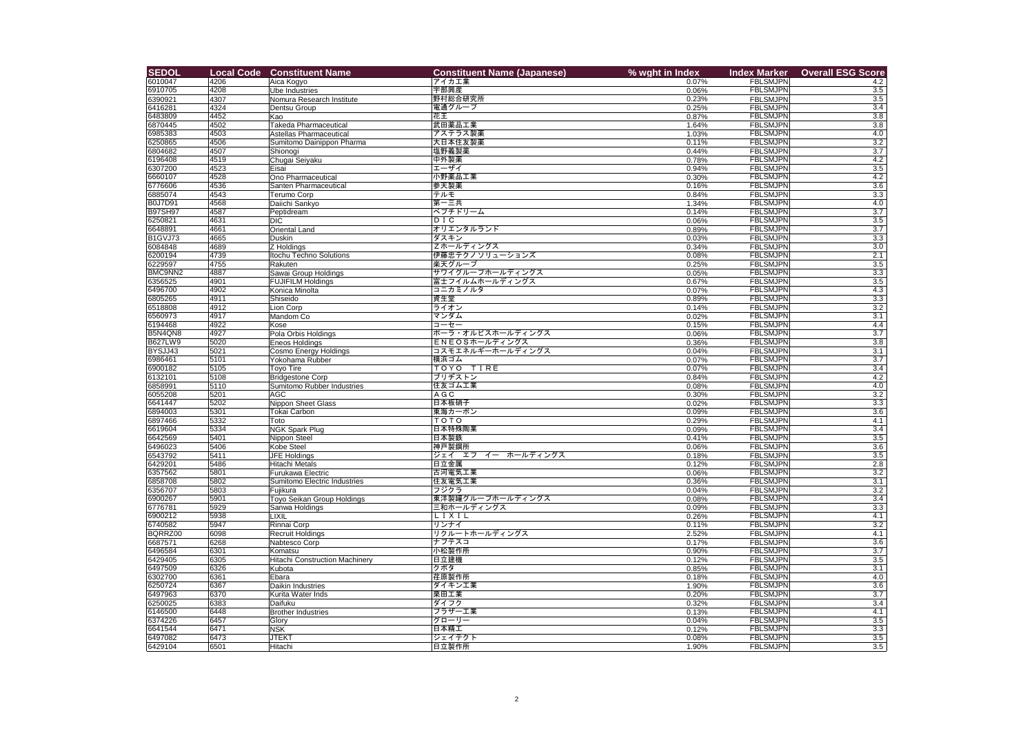| SEDOL | Local Code | Constituent Name | Constituent Name (Japanese) | % wght in Index | Index Marker | Overall ESG Score |
| --- | --- | --- | --- | --- | --- | --- |
| 6010047 | 4206 | Aica Kogyo | アイカ工業 | 0.07% | FBLSMJPN | 4.2 |
| 6910705 | 4208 | Ube Industries | 宇部興産 | 0.06% | FBLSMJPN | 3.5 |
| 6390921 | 4307 | Nomura Research Institute | 野村総合研究所 | 0.23% | FBLSMJPN | 3.5 |
| 6416281 | 4324 | Dentsu Group | 電通グループ | 0.25% | FBLSMJPN | 3.4 |
| 6483809 | 4452 | Kao | 花王 | 0.87% | FBLSMJPN | 3.8 |
| 6870445 | 4502 | Takeda Pharmaceutical | 武田薬品工業 | 1.64% | FBLSMJPN | 3.8 |
| 6985383 | 4503 | Astellas Pharmaceutical | アステラス製薬 | 1.03% | FBLSMJPN | 4.0 |
| 6250865 | 4506 | Sumitomo Dainippon Pharma | 大日本住友製薬 | 0.11% | FBLSMJPN | 3.2 |
| 6804682 | 4507 | Shionogi | 塩野義製薬 | 0.44% | FBLSMJPN | 3.7 |
| 6196408 | 4519 | Chugai Seiyaku | 中外製薬 | 0.78% | FBLSMJPN | 4.2 |
| 6307200 | 4523 | Eisai | エーザイ | 0.94% | FBLSMJPN | 3.5 |
| 6660107 | 4528 | Ono Pharmaceutical | 小野薬品工業 | 0.30% | FBLSMJPN | 4.2 |
| 6776606 | 4536 | Santen Pharmaceutical | 参天製薬 | 0.16% | FBLSMJPN | 3.6 |
| 6885074 | 4543 | Terumo Corp | テルモ | 0.84% | FBLSMJPN | 3.3 |
| B0J7D91 | 4568 | Daiichi Sankyo | 第一三共 | 1.34% | FBLSMJPN | 4.0 |
| B97SH97 | 4587 | Peptidream | ペプチドリーム | 0.14% | FBLSMJPN | 3.7 |
| 6250821 | 4631 | DIC | ＤＩＣ | 0.06% | FBLSMJPN | 3.5 |
| 6648891 | 4661 | Oriental Land | オリエンタルランド | 0.89% | FBLSMJPN | 3.7 |
| B1GVJ73 | 4665 | Duskin | ダスキン | 0.03% | FBLSMJPN | 3.3 |
| 6084848 | 4689 | Z Holdings | Ｚホールディングス | 0.34% | FBLSMJPN | 3.0 |
| 6200194 | 4739 | Itochu Techno Solutions | 伊藤忠テクノソリューションズ | 0.08% | FBLSMJPN | 2.1 |
| 6229597 | 4755 | Rakuten | 楽天グループ | 0.25% | FBLSMJPN | 3.5 |
| BMC9NN2 | 4887 | Sawai Group Holdings | サワイグループホールディングス | 0.05% | FBLSMJPN | 3.3 |
| 6356525 | 4901 | FUJIFILM Holdings | 富士フイルムホールディングス | 0.67% | FBLSMJPN | 3.5 |
| 6496700 | 4902 | Konica Minolta | コニカミノルタ | 0.07% | FBLSMJPN | 4.3 |
| 6805265 | 4911 | Shiseido | 資生堂 | 0.89% | FBLSMJPN | 3.3 |
| 6518808 | 4912 | Lion Corp | ライオン | 0.14% | FBLSMJPN | 3.2 |
| 6560973 | 4917 | Mandom Co | マンダム | 0.02% | FBLSMJPN | 3.1 |
| 6194468 | 4922 | Kose | コーセー | 0.15% | FBLSMJPN | 4.4 |
| B5N4QN8 | 4927 | Pola Orbis Holdings | ポーラ・オルビスホールディングス | 0.06% | FBLSMJPN | 3.7 |
| B627LW9 | 5020 | Eneos Holdings | ＥＮＥＯＳホールディングス | 0.36% | FBLSMJPN | 3.8 |
| BYSJJ43 | 5021 | Cosmo Energy Holdings | コスモエネルギーホールディングス | 0.04% | FBLSMJPN | 3.1 |
| 6986461 | 5101 | Yokohama Rubber | 横浜ゴム | 0.07% | FBLSMJPN | 3.7 |
| 6900182 | 5105 | Toyo Tire | ＴＯＹＯ　ＴＩＲＥ | 0.07% | FBLSMJPN | 3.4 |
| 6132101 | 5108 | Bridgestone Corp | ブリヂストン | 0.84% | FBLSMJPN | 4.2 |
| 6858991 | 5110 | Sumitomo Rubber Industries | 住友ゴム工業 | 0.08% | FBLSMJPN | 4.0 |
| 6055208 | 5201 | AGC | ＡＧＣ | 0.30% | FBLSMJPN | 3.2 |
| 6641447 | 5202 | Nippon Sheet Glass | 日本板硝子 | 0.02% | FBLSMJPN | 3.3 |
| 6894003 | 5301 | Tokai Carbon | 東海カーボン | 0.09% | FBLSMJPN | 3.6 |
| 6897466 | 5332 | Toto | ＴＯＴＯ | 0.29% | FBLSMJPN | 4.1 |
| 6619604 | 5334 | NGK Spark Plug | 日本特殊陶業 | 0.09% | FBLSMJPN | 3.4 |
| 6642569 | 5401 | Nippon Steel | 日本製鉄 | 0.41% | FBLSMJPN | 3.5 |
| 6496023 | 5406 | Kobe Steel | 神戸製鋼所 | 0.06% | FBLSMJPN | 3.6 |
| 6543792 | 5411 | JFE Holdings | ジェイ　エフ　イー　ホールディングス | 0.18% | FBLSMJPN | 3.5 |
| 6429201 | 5486 | Hitachi Metals | 日立金属 | 0.12% | FBLSMJPN | 2.8 |
| 6357562 | 5801 | Furukawa Electric | 古河電気工業 | 0.06% | FBLSMJPN | 3.2 |
| 6858708 | 5802 | Sumitomo Electric Industries | 住友電気工業 | 0.36% | FBLSMJPN | 3.1 |
| 6356707 | 5803 | Fujikura | フジクラ | 0.04% | FBLSMJPN | 3.2 |
| 6900267 | 5901 | Toyo Seikan Group Holdings | 東洋製罐グループホールディングス | 0.08% | FBLSMJPN | 3.4 |
| 6776781 | 5929 | Sanwa Holdings | 三和ホールディングス | 0.09% | FBLSMJPN | 3.3 |
| 6900212 | 5938 | LIXIL | ＬＩＸＩＬ | 0.26% | FBLSMJPN | 4.1 |
| 6740582 | 5947 | Rinnai Corp | リンナイ | 0.11% | FBLSMJPN | 3.2 |
| BQRRZ00 | 6098 | Recruit Holdings | リクルートホールディングス | 2.52% | FBLSMJPN | 4.1 |
| 6687571 | 6268 | Nabtesco Corp | ナブテスコ | 0.17% | FBLSMJPN | 3.6 |
| 6496584 | 6301 | Komatsu | 小松製作所 | 0.90% | FBLSMJPN | 3.7 |
| 6429405 | 6305 | Hitachi Construction Machinery | 日立建機 | 0.12% | FBLSMJPN | 3.5 |
| 6497509 | 6326 | Kubota | クボタ | 0.85% | FBLSMJPN | 3.1 |
| 6302700 | 6361 | Ebara | 荏原製作所 | 0.18% | FBLSMJPN | 4.0 |
| 6250724 | 6367 | Daikin Industries | ダイキン工業 | 1.90% | FBLSMJPN | 3.6 |
| 6497963 | 6370 | Kurita Water Inds | 栗田工業 | 0.20% | FBLSMJPN | 3.7 |
| 6250025 | 6383 | Daifuku | ダイフク | 0.32% | FBLSMJPN | 3.4 |
| 6146500 | 6448 | Brother Industries | ブラザー工業 | 0.13% | FBLSMJPN | 4.1 |
| 6374226 | 6457 | Glory | グローリー | 0.04% | FBLSMJPN | 3.5 |
| 6641544 | 6471 | NSK | 日本精工 | 0.12% | FBLSMJPN | 3.3 |
| 6497082 | 6473 | JTEKT | ジェイテクト | 0.08% | FBLSMJPN | 3.5 |
| 6429104 | 6501 | Hitachi | 日立製作所 | 1.90% | FBLSMJPN | 3.5 |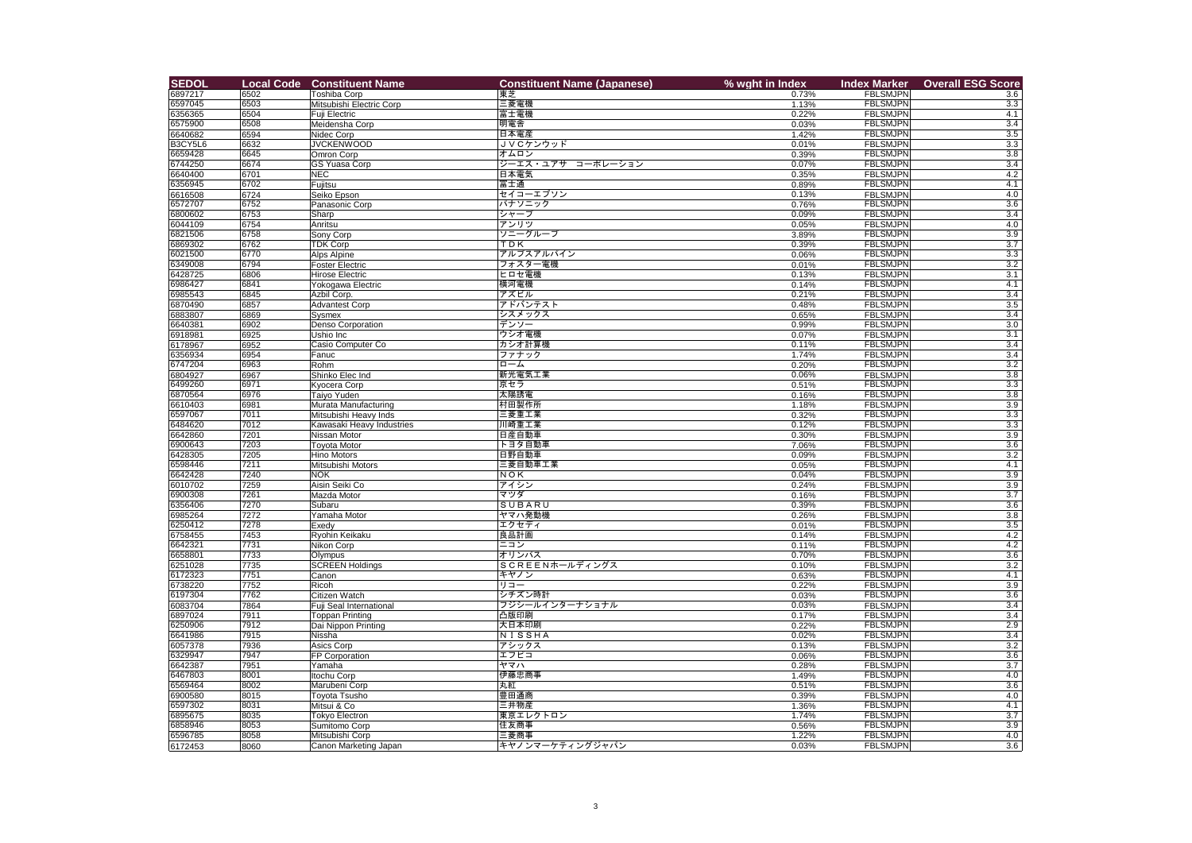| SEDOL | Local Code | Constituent Name | Constituent Name (Japanese) | % wght in Index | Index Marker | Overall ESG Score |
|---|---|---|---|---|---|---|
| 6897217 | 6502 | Toshiba Corp | 東芝 | 0.73% | FBLSMJPN | 3.6 |
| 6597045 | 6503 | Mitsubishi Electric Corp | 三菱電機 | 1.13% | FBLSMJPN | 3.3 |
| 6356365 | 6504 | Fuji Electric | 富士電機 | 0.22% | FBLSMJPN | 4.1 |
| 6575900 | 6508 | Meidensha Corp | 明電舎 | 0.03% | FBLSMJPN | 3.4 |
| 6640682 | 6594 | Nidec Corp | 日本電産 | 1.42% | FBLSMJPN | 3.5 |
| B3CY5L6 | 6632 | JVCKENWOOD | ＪＶＣケンウッド | 0.01% | FBLSMJPN | 3.3 |
| 6659428 | 6645 | Omron Corp | オムロン | 0.39% | FBLSMJPN | 3.8 |
| 6744250 | 6674 | GS Yuasa Corp | ジーエス・ユアサ　コーポレーション | 0.07% | FBLSMJPN | 3.4 |
| 6640400 | 6701 | NEC | 日本電気 | 0.35% | FBLSMJPN | 4.2 |
| 6356945 | 6702 | Fujitsu | 富士通 | 0.89% | FBLSMJPN | 4.1 |
| 6616508 | 6724 | Seiko Epson | セイコーエプソン | 0.13% | FBLSMJPN | 4.0 |
| 6572707 | 6752 | Panasonic Corp | パナソニック | 0.76% | FBLSMJPN | 3.6 |
| 6800602 | 6753 | Sharp | シャープ | 0.09% | FBLSMJPN | 3.4 |
| 6044109 | 6754 | Anritsu | アンリツ | 0.05% | FBLSMJPN | 4.0 |
| 6821506 | 6758 | Sony Corp | ソニーグループ | 3.89% | FBLSMJPN | 3.9 |
| 6869302 | 6762 | TDK Corp | ＴＤＫ | 0.39% | FBLSMJPN | 3.7 |
| 6021500 | 6770 | Alps Alpine | アルプスアルパイン | 0.06% | FBLSMJPN | 3.3 |
| 6349008 | 6794 | Foster Electric | フォスター電機 | 0.01% | FBLSMJPN | 3.2 |
| 6428725 | 6806 | Hirose Electric | ヒロセ電機 | 0.13% | FBLSMJPN | 3.1 |
| 6986427 | 6841 | Yokogawa Electric | 横河電機 | 0.14% | FBLSMJPN | 4.1 |
| 6985543 | 6845 | Azbil Corp. | アズビル | 0.21% | FBLSMJPN | 3.4 |
| 6870490 | 6857 | Advantest Corp | アドバンテスト | 0.48% | FBLSMJPN | 3.5 |
| 6883807 | 6869 | Sysmex | シスメックス | 0.65% | FBLSMJPN | 3.4 |
| 6640381 | 6902 | Denso Corporation | デンソー | 0.99% | FBLSMJPN | 3.0 |
| 6918981 | 6925 | Ushio Inc | ウシオ電機 | 0.07% | FBLSMJPN | 3.1 |
| 6178967 | 6952 | Casio Computer Co | カシオ計算機 | 0.11% | FBLSMJPN | 3.4 |
| 6356934 | 6954 | Fanuc | ファナック | 1.74% | FBLSMJPN | 3.4 |
| 6747204 | 6963 | Rohm | ローム | 0.20% | FBLSMJPN | 3.2 |
| 6804927 | 6967 | Shinko Elec Ind | 新光電気工業 | 0.06% | FBLSMJPN | 3.8 |
| 6499260 | 6971 | Kyocera Corp | 京セラ | 0.51% | FBLSMJPN | 3.3 |
| 6870564 | 6976 | Taiyo Yuden | 太陽誘電 | 0.16% | FBLSMJPN | 3.8 |
| 6610403 | 6981 | Murata Manufacturing | 村田製作所 | 1.18% | FBLSMJPN | 3.9 |
| 6597067 | 7011 | Mitsubishi Heavy Inds | 三菱重工業 | 0.32% | FBLSMJPN | 3.3 |
| 6484620 | 7012 | Kawasaki Heavy Industries | 川崎重工業 | 0.12% | FBLSMJPN | 3.3 |
| 6642860 | 7201 | Nissan Motor | 日産自動車 | 0.30% | FBLSMJPN | 3.9 |
| 6900643 | 7203 | Toyota Motor | トヨタ自動車 | 7.06% | FBLSMJPN | 3.6 |
| 6428305 | 7205 | Hino Motors | 日野自動車 | 0.09% | FBLSMJPN | 3.2 |
| 6598446 | 7211 | Mitsubishi Motors | 三菱自動車工業 | 0.05% | FBLSMJPN | 4.1 |
| 6642428 | 7240 | NOK | ＮＯＫ | 0.04% | FBLSMJPN | 3.9 |
| 6010702 | 7259 | Aisin Seiki Co | アイシン | 0.24% | FBLSMJPN | 3.9 |
| 6900308 | 7261 | Mazda Motor | マツダ | 0.16% | FBLSMJPN | 3.7 |
| 6356406 | 7270 | Subaru | ＳＵＢＡＲＵ | 0.39% | FBLSMJPN | 3.6 |
| 6985264 | 7272 | Yamaha Motor | ヤマハ発動機 | 0.26% | FBLSMJPN | 3.8 |
| 6250412 | 7278 | Exedy | エクセディ | 0.01% | FBLSMJPN | 3.5 |
| 6758455 | 7453 | Ryohin Keikaku | 良品計画 | 0.14% | FBLSMJPN | 4.2 |
| 6642321 | 7731 | Nikon Corp | ニコン | 0.11% | FBLSMJPN | 4.2 |
| 6658801 | 7733 | Olympus | オリンパス | 0.70% | FBLSMJPN | 3.6 |
| 6251028 | 7735 | SCREEN Holdings | ＳＣＲＥＥＮホールディングス | 0.10% | FBLSMJPN | 3.2 |
| 6172323 | 7751 | Canon | キヤノン | 0.63% | FBLSMJPN | 4.1 |
| 6738220 | 7752 | Ricoh | リコー | 0.22% | FBLSMJPN | 3.9 |
| 6197304 | 7762 | Citizen Watch | シチズン時計 | 0.03% | FBLSMJPN | 3.6 |
| 6083704 | 7864 | Fuji Seal International | フジシールインターナショナル | 0.03% | FBLSMJPN | 3.4 |
| 6897024 | 7911 | Toppan Printing | 凸版印刷 | 0.17% | FBLSMJPN | 3.4 |
| 6250906 | 7912 | Dai Nippon Printing | 大日本印刷 | 0.22% | FBLSMJPN | 2.9 |
| 6641986 | 7915 | Nissha | ＮＩＳＳＨＡ | 0.02% | FBLSMJPN | 3.4 |
| 6057378 | 7936 | Asics Corp | アシックス | 0.13% | FBLSMJPN | 3.2 |
| 6329947 | 7947 | FP Corporation | エフピコ | 0.06% | FBLSMJPN | 3.6 |
| 6642387 | 7951 | Yamaha | ヤマハ | 0.28% | FBLSMJPN | 3.7 |
| 6467803 | 8001 | Itochu Corp | 伊藤忠商事 | 1.49% | FBLSMJPN | 4.0 |
| 6569464 | 8002 | Marubeni Corp | 丸紅 | 0.51% | FBLSMJPN | 3.6 |
| 6900580 | 8015 | Toyota Tsusho | 豊田通商 | 0.39% | FBLSMJPN | 4.0 |
| 6597302 | 8031 | Mitsui & Co | 三井物産 | 1.36% | FBLSMJPN | 4.1 |
| 6895675 | 8035 | Tokyo Electron | 東京エレクトロン | 1.74% | FBLSMJPN | 3.7 |
| 6858946 | 8053 | Sumitomo Corp | 住友商事 | 0.56% | FBLSMJPN | 3.9 |
| 6596785 | 8058 | Mitsubishi Corp | 三菱商事 | 1.22% | FBLSMJPN | 4.0 |
| 6172453 | 8060 | Canon Marketing Japan | キヤノンマーケティングジャパン | 0.03% | FBLSMJPN | 3.6 |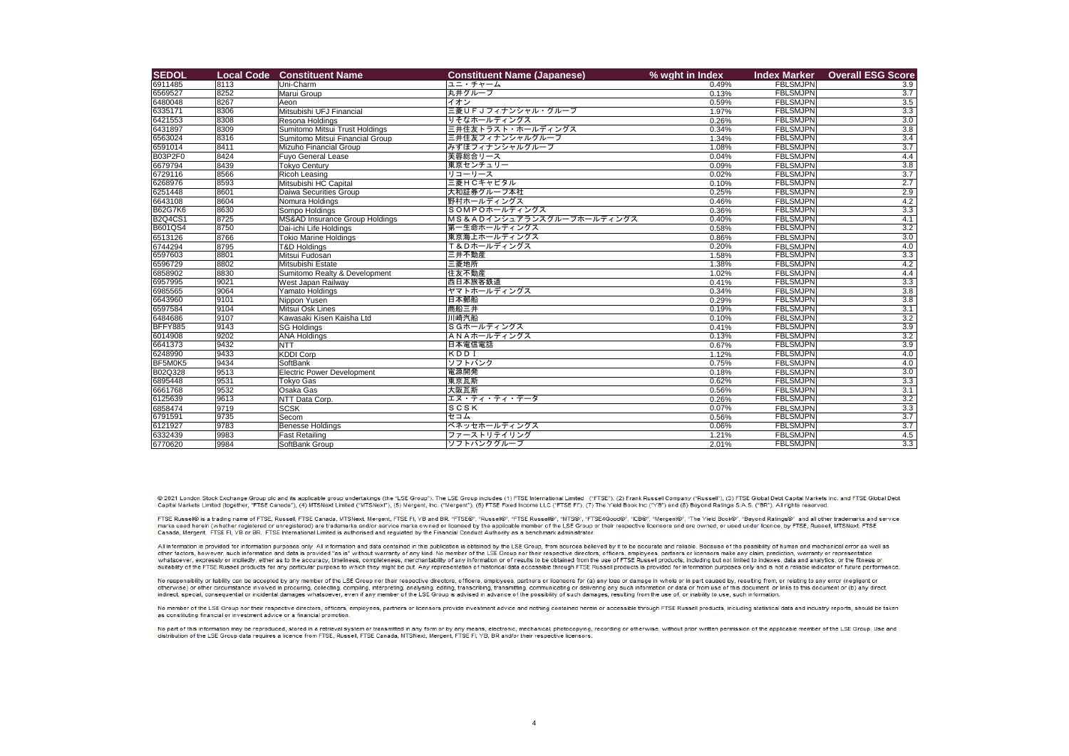| SEDOL | Local Code | Constituent Name | Constituent Name (Japanese) | % wght in Index | Index Marker | Overall ESG Score |
|---|---|---|---|---|---|---|
| 6911485 | 8113 | Uni-Charm | ユニ・チャーム | 0.49% | FBLSMJPN | 3.9 |
| 6569527 | 8252 | Marui Group | 丸井グループ | 0.13% | FBLSMJPN | 3.7 |
| 6480048 | 8267 | Aeon | イオン | 0.59% | FBLSMJPN | 3.5 |
| 6335171 | 8306 | Mitsubishi UFJ Financial | 三菱ＵＦＪフィナンシャル・グループ | 1.97% | FBLSMJPN | 3.3 |
| 6421553 | 8308 | Resona Holdings | りそなホールディングス | 0.26% | FBLSMJPN | 3.0 |
| 6431897 | 8309 | Sumitomo Mitsui Trust Holdings | 三井住友トラスト・ホールディングス | 0.34% | FBLSMJPN | 3.8 |
| 6563024 | 8316 | Sumitomo Mitsui Financial Group | 三井住友フィナンシャルグループ | 1.34% | FBLSMJPN | 3.4 |
| 6591014 | 8411 | Mizuho Financial Group | みずほフィナンシャルグループ | 1.08% | FBLSMJPN | 3.7 |
| B03P2F0 | 8424 | Fuyo General Lease | 芙蓉総合リース | 0.04% | FBLSMJPN | 4.4 |
| 6679794 | 8439 | Tokyo Century | 東京センチュリー | 0.09% | FBLSMJPN | 3.8 |
| 6729116 | 8566 | Ricoh Leasing | リコーリース | 0.02% | FBLSMJPN | 3.7 |
| 6268976 | 8593 | Mitsubishi HC Capital | 三菱ＨＣキャピタル | 0.10% | FBLSMJPN | 2.7 |
| 6251448 | 8601 | Daiwa Securities Group | 大和証券グループ本社 | 0.25% | FBLSMJPN | 2.9 |
| 6643108 | 8604 | Nomura Holdings | 野村ホールディングス | 0.46% | FBLSMJPN | 4.2 |
| B62G7K6 | 8630 | Sompo Holdings | ＳＯＭＰＯホールディングス | 0.36% | FBLSMJPN | 3.3 |
| B2Q4CS1 | 8725 | MS&AD Insurance Group Holdings | ＭＳ＆ＡＤインシュアランスグループホールディングス | 0.40% | FBLSMJPN | 4.1 |
| B601QS4 | 8750 | Dai-ichi Life Holdings | 第一生命ホールディングス | 0.58% | FBLSMJPN | 3.2 |
| 6513126 | 8766 | Tokio Marine Holdings | 東京海上ホールディングス | 0.86% | FBLSMJPN | 3.0 |
| 6744294 | 8795 | T&D Holdings | Ｔ＆Ｄホールディングス | 0.20% | FBLSMJPN | 4.0 |
| 6597603 | 8801 | Mitsui Fudosan | 三井不動産 | 1.58% | FBLSMJPN | 3.3 |
| 6596729 | 8802 | Mitsubishi Estate | 三菱地所 | 1.38% | FBLSMJPN | 4.2 |
| 6858902 | 8830 | Sumitomo Realty & Development | 住友不動産 | 1.02% | FBLSMJPN | 4.4 |
| 6957995 | 9021 | West Japan Railway | 西日本旅客鉄道 | 0.41% | FBLSMJPN | 3.3 |
| 6985565 | 9064 | Yamato Holdings | ヤマトホールディングス | 0.34% | FBLSMJPN | 3.8 |
| 6643960 | 9101 | Nippon Yusen | 日本郵船 | 0.29% | FBLSMJPN | 3.8 |
| 6597584 | 9104 | Mitsui Osk Lines | 商船三井 | 0.19% | FBLSMJPN | 3.1 |
| 6484686 | 9107 | Kawasaki Kisen Kaisha Ltd | 川崎汽船 | 0.10% | FBLSMJPN | 3.2 |
| BFFY885 | 9143 | SG Holdings | ＳＧホールディングス | 0.41% | FBLSMJPN | 3.9 |
| 6014908 | 9202 | ANA Holdings | ＡＮＡホールディングス | 0.13% | FBLSMJPN | 3.2 |
| 6641373 | 9432 | NTT | 日本電信電話 | 0.67% | FBLSMJPN | 3.9 |
| 6248990 | 9433 | KDDI Corp | ＫＤＤＩ | 1.12% | FBLSMJPN | 4.0 |
| BF5M0K5 | 9434 | SoftBank | ソフトバンク | 0.75% | FBLSMJPN | 4.0 |
| B02Q328 | 9513 | Electric Power Development | 電源開発 | 0.18% | FBLSMJPN | 3.0 |
| 6895448 | 9531 | Tokyo Gas | 東京瓦斯 | 0.62% | FBLSMJPN | 3.3 |
| 6661768 | 9532 | Osaka Gas | 大阪瓦斯 | 0.56% | FBLSMJPN | 3.1 |
| 6125639 | 9613 | NTT Data Corp. | エヌ・ティ・ティ・データ | 0.26% | FBLSMJPN | 3.2 |
| 6858474 | 9719 | SCSK | ＳＣＳＫ | 0.07% | FBLSMJPN | 3.3 |
| 6791591 | 9735 | Secom | セコム | 0.56% | FBLSMJPN | 3.7 |
| 6121927 | 9783 | Benesse Holdings | ベネッセホールディングス | 0.06% | FBLSMJPN | 3.7 |
| 6332439 | 9983 | Fast Retailing | ファーストリテイリング | 1.21% | FBLSMJPN | 4.5 |
| 6770620 | 9984 | SoftBank Group | ソフトバンクグループ | 2.01% | FBLSMJPN | 3.3 |

© 2021 London Stock Exchange Group plc and its applicable group undertakings (the "LSE Group"). The LSE Group includes (1) FTSE International Limited ("FTSE"), (2) Frank Russell Company ("Russell"), (3) FTSE Global Debt Capital Markets Inc. and FTSE Global Debt Capital Markets Limited (together, "FTSE Canada"), (4) MTSNext Limited ("MTSNext"), (5) Mergent, Inc. ("Mergent"), (6) FTSE Fixed Income LLC ("FTSE FI"), (7) The Yield Book Inc ("YB") and (8) Beyond Ratings S.A.S. ("BR"). All rights reserved.

FTSE Russell® is a trading name of FTSE, Russell, FTSE Canada, MTSNext, Mergent, FTSE FI, YB and BR. "FTSE®", "Russell®", "FTSE Russell®", "MTS®", "FTSE4Good®", "ICB®", "Mergent®", "The Yield Book®", "Beyond Ratings®" and all other trademarks and service marks used herein (whether registered or unregistered) are trademarks and/or service marks owned or licensed by the applicable member of the LSE Group or their respective licensors and are owned, or used under licence, by FTSE, Russell, MTSNext, FTSE Canada, Mergent, FTSE FI, YB or BR. FTSE International Limited is authorised and regulated by the Financial Conduct Authority as a benchmark administrator.

All information is provided for information purposes only. All information and data contained in this publication is obtained by the LSE Group, from sources believed by it to be accurate and reliable. Because of the possibility of human and mechanical error as well as other factors, however, such information and data is provided "as is" without warranty of any kind. No member of the LSE Group nor their respective directors, officers, employees, partners or licensors make any claim, prediction, warranty or representation whatsoever, expressly or impliedly, either as to the accuracy, timeliness, completeness, merchantability of any information or of results to be obtained from the use of FTSE Russell products, including but not limited to indexes, data and analytics, or the fitness or suitability of the FTSE Russell products for any particular purpose to which they might be put. Any representation of historical data accessible through FTSE Russell products is provided for information purposes only and is not a reliable indicator of future performance.

No responsibility or liability can be accepted by any member of the LSE Group nor their respective directors, officers, employees, partners or licensors for (a) any loss or damage in whole or in part caused by, resulting from, or relating to any error (negligent or otherwise) or other circumstance involved in procuring, collecting, compiling, interpreting, analysing, editing, transcribing, transmitting, communicating or delivering any such information or data or from use of this document or links to this document or (b) any direct, indirect, special, consequential or incidental damages whatsoever, even if any member of the LSE Group is advised in advance of the possibility of such damages, resulting from the use of, or inability to use, such information.

No member of the LSE Group nor their respective directors, officers, employees, partners or licensors provide investment advice and nothing contained herein or accessible through FTSE Russell products, including statistical data and industry reports, should be taken as constituting financial or investment advice or a financial promotion.

No part of this information may be reproduced, stored in a retrieval system or transmitted in any form or by any means, electronic, mechanical, photocopying, recording or otherwise, without prior written permission of the applicable member of the LSE Group. Use and distribution of the LSE Group data requires a licence from FTSE, Russell, FTSE Canada, MTSNext, Mergent, FTSE FI, YB, BR and/or their respective licensors.